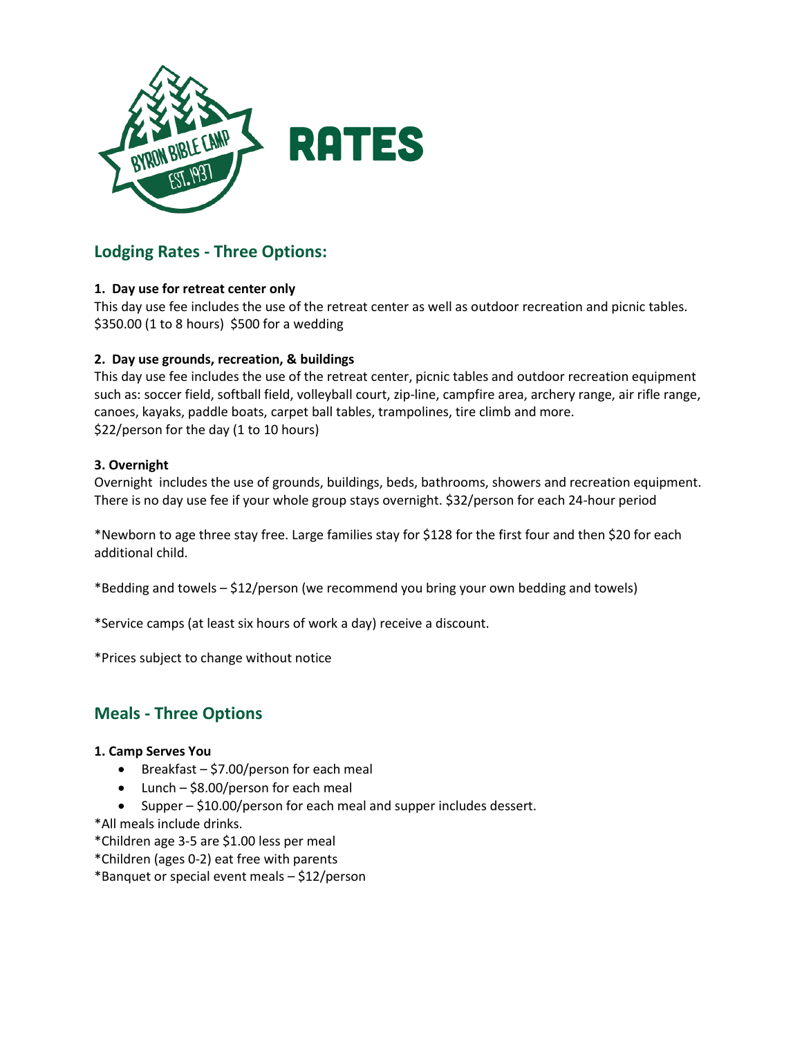# RATES

## Lodging Rates - Three Options:

**1. Day use for retreat center only**

This day use fee includes the use of the retreat center as well as outdoor recreation and picnic tables. $350.00 (1 to 8 hours) $500 for a wedding

**2. Day use grounds, recreation, & buildings**

This day use fee includes the use of the retreat center, picnic tables and outdoor recreation equipment such as: soccer field, softball field, volleyball court, zip-line, campfire area, archery range, air rifle range, canoes, kayaks, paddle boats, carpet ball tables, trampolines, tire climb and more.
$22/person for the day (1 to 10 hours)

**3. Overnight**

Overnight includes the use of grounds, buildings, beds, bathrooms, showers and recreation equipment. There is no day use fee if your whole group stays overnight. $32/person for each 24-hour period

*Newborn to age three stay free. Large families stay for $128 for the first four and then $20 for each additional child.

*Bedding and towels – $12/person (we recommend you bring your own bedding and towels)

*Service camps (at least six hours of work a day) receive a discount.

*Prices subject to change without notice

## Meals - Three Options

**1. Camp Serves You**

- Breakfast – $7.00/person for each meal
- Lunch – $8.00/person for each meal
- Supper – $10.00/person for each meal and supper includes dessert.

*All meals include drinks.
*Children age 3-5 are $1.00 less per meal
*Children (ages 0-2) eat free with parents
*Banquet or special event meals – $12/person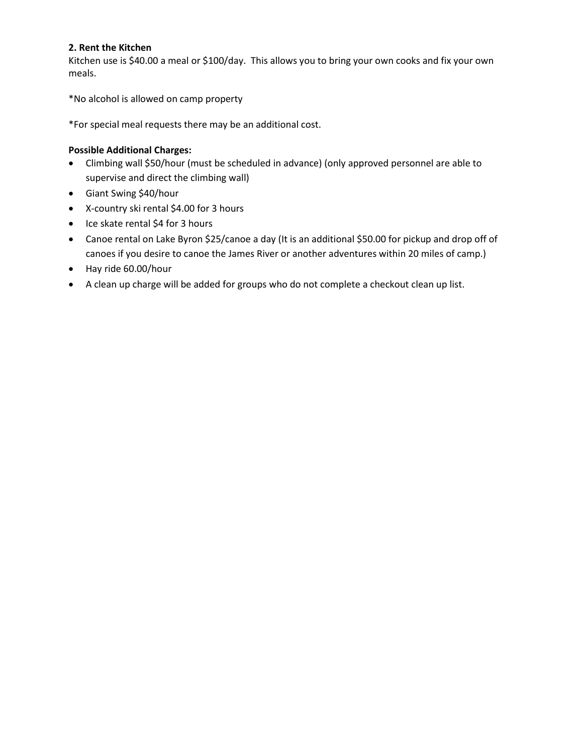**2. Rent the Kitchen**

Kitchen use is $40.00 a meal or $100/day. This allows you to bring your own cooks and fix your own meals.

*No alcohol is allowed on camp property

*For special meal requests there may be an additional cost.

**Possible Additional Charges:**

- Climbing wall $50/hour (must be scheduled in advance) (only approved personnel are able to supervise and direct the climbing wall)
- Giant Swing $40/hour
- X-country ski rental $4.00 for 3 hours
- Ice skate rental $4 for 3 hours
- Canoe rental on Lake Byron $25/canoe a day (It is an additional $50.00 for pickup and drop off of canoes if you desire to canoe the James River or another adventures within 20 miles of camp.)
- Hay ride 60.00/hour
- A clean up charge will be added for groups who do not complete a checkout clean up list.